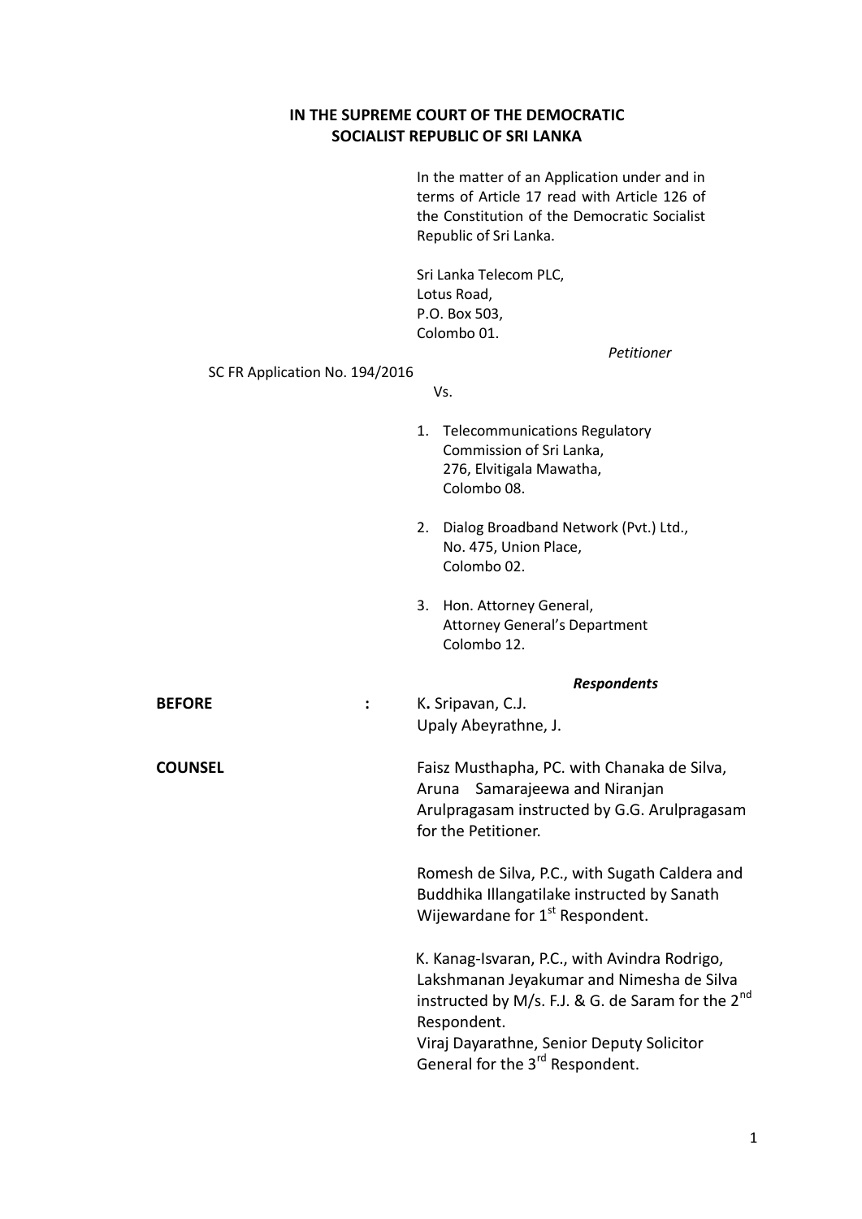**IN THE SUPREME COURT OF THE DEMOCRATIC SOCIALIST REPUBLIC OF SRI LANKA**

In the matter of an Application under and in terms of Article 17 read with Article 126 of the Constitution of the Democratic Socialist Republic of Sri Lanka.

Sri Lanka Telecom PLC,
Lotus Road,
P.O. Box 503,
Colombo 01.

*Petitioner*

SC FR Application No. 194/2016

Vs.

1. Telecommunications Regulatory Commission of Sri Lanka,
   276, Elvitigala Mawatha,
   Colombo 08.

2. Dialog Broadband Network (Pvt.) Ltd.,
   No. 475, Union Place,
   Colombo 02.

3. Hon. Attorney General,
   Attorney General's Department
   Colombo 12.

***Respondents***

**BEFORE** : K. Sripavan, C.J.
Upaly Abeyrathne, J.

**COUNSEL** Faisz Musthapha, PC. with Chanaka de Silva, Aruna Samarajeewa and Niranjan Arulpragasam instructed by G.G. Arulpragasam for the Petitioner.

Romesh de Silva, P.C., with Sugath Caldera and Buddhika Illangatilake instructed by Sanath Wijewardane for 1st Respondent.

K. Kanag-Isvaran, P.C., with Avindra Rodrigo, Lakshmanan Jeyakumar and Nimesha de Silva instructed by M/s. F.J. & G. de Saram for the 2nd Respondent.
Viraj Dayarathne, Senior Deputy Solicitor General for the 3rd Respondent.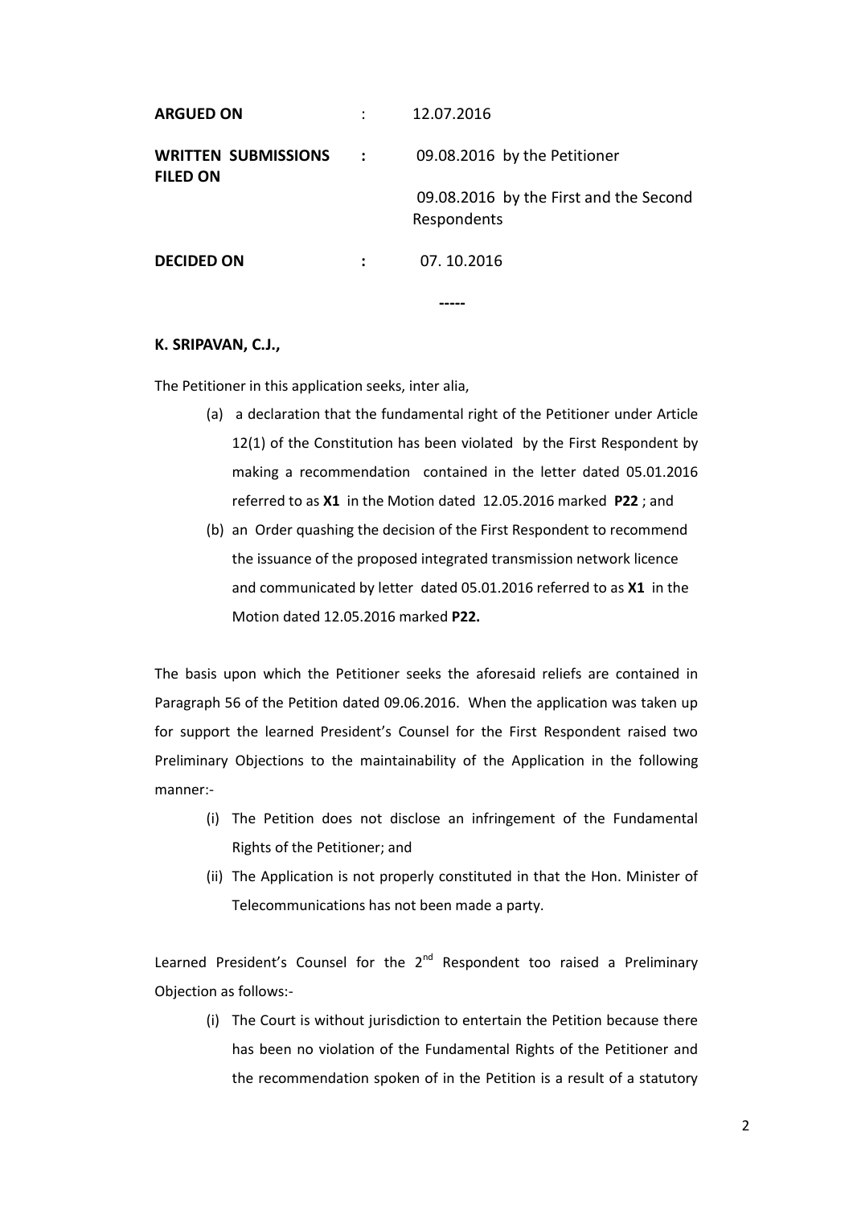| | | |
|---|---|---|
| **ARGUED ON** | : | 12.07.2016 |
| **WRITTEN SUBMISSIONS FILED ON** | **:** | 09.08.2016 by the Petitioner |
| | | 09.08.2016 by the First and the Second Respondents |
| **DECIDED ON** | **:** | 07. 10.2016 |

-----

**K. SRIPAVAN, C.J.,**

The Petitioner in this application seeks, inter alia,

(a) a declaration that the fundamental right of the Petitioner under Article 12(1) of the Constitution has been violated by the First Respondent by making a recommendation contained in the letter dated 05.01.2016 referred to as **X1** in the Motion dated 12.05.2016 marked **P22** ; and

(b) an Order quashing the decision of the First Respondent to recommend the issuance of the proposed integrated transmission network licence and communicated by letter dated 05.01.2016 referred to as **X1** in the Motion dated 12.05.2016 marked **P22.**

The basis upon which the Petitioner seeks the aforesaid reliefs are contained in Paragraph 56 of the Petition dated 09.06.2016. When the application was taken up for support the learned President's Counsel for the First Respondent raised two Preliminary Objections to the maintainability of the Application in the following manner:-

(i) The Petition does not disclose an infringement of the Fundamental Rights of the Petitioner; and

(ii) The Application is not properly constituted in that the Hon. Minister of Telecommunications has not been made a party.

Learned President's Counsel for the 2nd Respondent too raised a Preliminary Objection as follows:-

(i) The Court is without jurisdiction to entertain the Petition because there has been no violation of the Fundamental Rights of the Petitioner and the recommendation spoken of in the Petition is a result of a statutory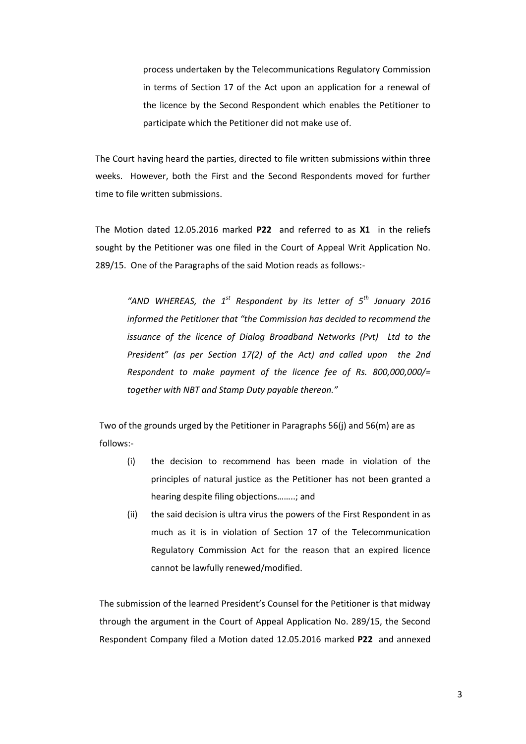process undertaken by the Telecommunications Regulatory Commission in terms of Section 17 of the Act upon an application for a renewal of the licence by the Second Respondent which enables the Petitioner to participate which the Petitioner did not make use of.

The Court having heard the parties, directed to file written submissions within three weeks. However, both the First and the Second Respondents moved for further time to file written submissions.

The Motion dated 12.05.2016 marked **P22** and referred to as **X1** in the reliefs sought by the Petitioner was one filed in the Court of Appeal Writ Application No. 289/15. One of the Paragraphs of the said Motion reads as follows:-

> *"AND WHEREAS, the 1st Respondent by its letter of 5th January 2016 informed the Petitioner that "the Commission has decided to recommend the issuance of the licence of Dialog Broadband Networks (Pvt) Ltd to the President" (as per Section 17(2) of the Act) and called upon the 2nd Respondent to make payment of the licence fee of Rs. 800,000,000/= together with NBT and Stamp Duty payable thereon."*

Two of the grounds urged by the Petitioner in Paragraphs 56(j) and 56(m) are as follows:-

(i) the decision to recommend has been made in violation of the principles of natural justice as the Petitioner has not been granted a hearing despite filing objections……..; and

(ii) the said decision is ultra virus the powers of the First Respondent in as much as it is in violation of Section 17 of the Telecommunication Regulatory Commission Act for the reason that an expired licence cannot be lawfully renewed/modified.

The submission of the learned President's Counsel for the Petitioner is that midway through the argument in the Court of Appeal Application No. 289/15, the Second Respondent Company filed a Motion dated 12.05.2016 marked **P22** and annexed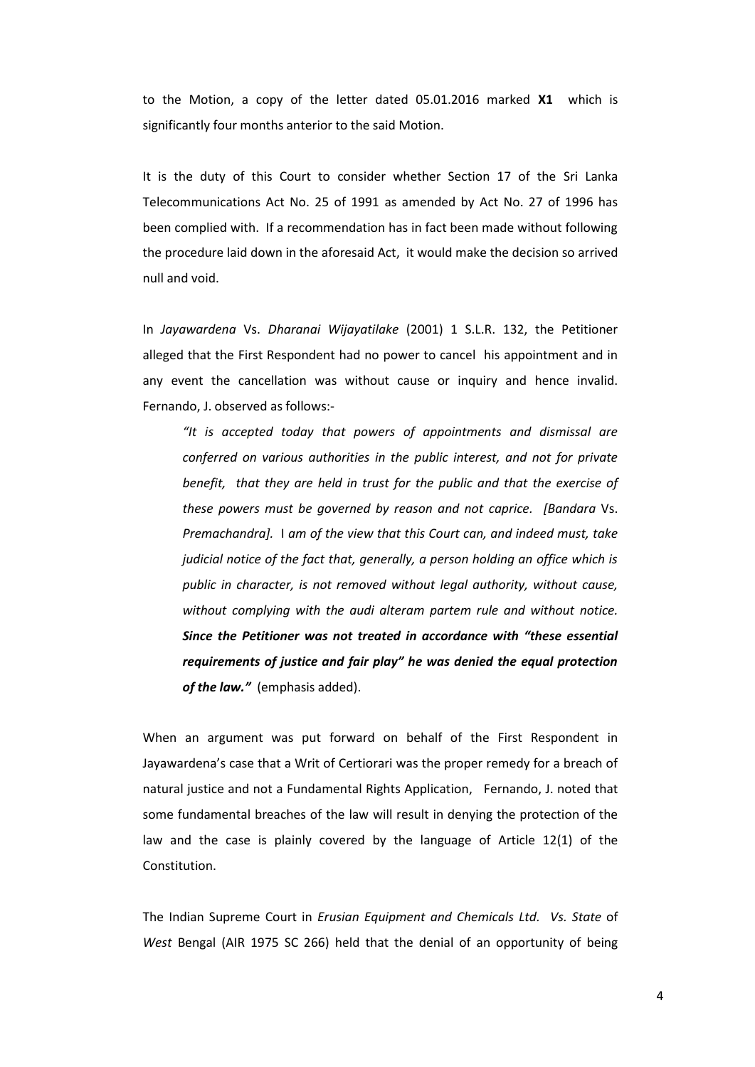to the Motion, a copy of the letter dated 05.01.2016 marked **X1** which is significantly four months anterior to the said Motion.

It is the duty of this Court to consider whether Section 17 of the Sri Lanka Telecommunications Act No. 25 of 1991 as amended by Act No. 27 of 1996 has been complied with. If a recommendation has in fact been made without following the procedure laid down in the aforesaid Act, it would make the decision so arrived null and void.

In *Jayawardena* Vs. *Dharanai Wijayatilake* (2001) 1 S.L.R. 132, the Petitioner alleged that the First Respondent had no power to cancel his appointment and in any event the cancellation was without cause or inquiry and hence invalid. Fernando, J. observed as follows:-

> *"It is accepted today that powers of appointments and dismissal are conferred on various authorities in the public interest, and not for private benefit, that they are held in trust for the public and that the exercise of these powers must be governed by reason and not caprice. [Bandara* Vs. *Premachandra].* I *am of the view that this Court can, and indeed must, take judicial notice of the fact that, generally, a person holding an office which is public in character, is not removed without legal authority, without cause, without complying with the audi alteram partem rule and without notice.* ***Since the Petitioner was not treated in accordance with "these essential requirements of justice and fair play" he was denied the equal protection of the law."*** (emphasis added).

When an argument was put forward on behalf of the First Respondent in Jayawardena's case that a Writ of Certiorari was the proper remedy for a breach of natural justice and not a Fundamental Rights Application, Fernando, J. noted that some fundamental breaches of the law will result in denying the protection of the law and the case is plainly covered by the language of Article 12(1) of the Constitution.

The Indian Supreme Court in *Erusian Equipment and Chemicals Ltd. Vs. State* of *West* Bengal (AIR 1975 SC 266) held that the denial of an opportunity of being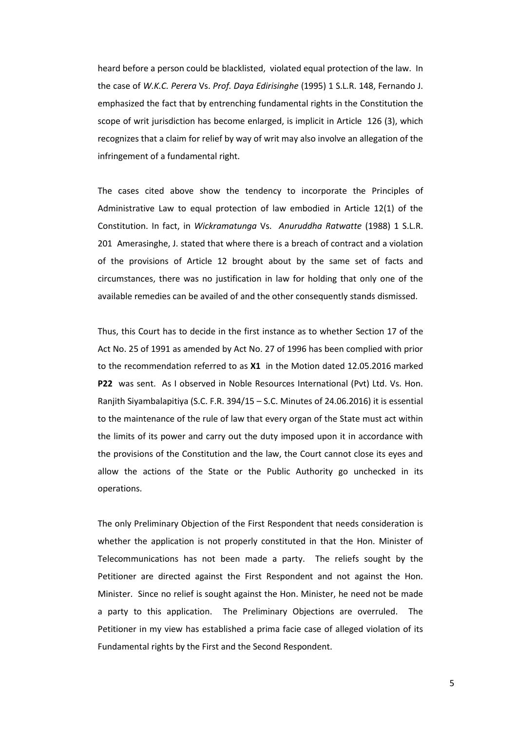heard before a person could be blacklisted, violated equal protection of the law. In the case of *W.K.C. Perera* Vs. *Prof. Daya Edirisinghe* (1995) 1 S.L.R. 148, Fernando J. emphasized the fact that by entrenching fundamental rights in the Constitution the scope of writ jurisdiction has become enlarged, is implicit in Article 126 (3), which recognizes that a claim for relief by way of writ may also involve an allegation of the infringement of a fundamental right.

The cases cited above show the tendency to incorporate the Principles of Administrative Law to equal protection of law embodied in Article 12(1) of the Constitution. In fact, in *Wickramatunga* Vs. *Anuruddha Ratwatte* (1988) 1 S.L.R. 201 Amerasinghe, J. stated that where there is a breach of contract and a violation of the provisions of Article 12 brought about by the same set of facts and circumstances, there was no justification in law for holding that only one of the available remedies can be availed of and the other consequently stands dismissed.

Thus, this Court has to decide in the first instance as to whether Section 17 of the Act No. 25 of 1991 as amended by Act No. 27 of 1996 has been complied with prior to the recommendation referred to as **X1** in the Motion dated 12.05.2016 marked **P22** was sent. As I observed in Noble Resources International (Pvt) Ltd. Vs. Hon. Ranjith Siyambalapitiya (S.C. F.R. 394/15 – S.C. Minutes of 24.06.2016) it is essential to the maintenance of the rule of law that every organ of the State must act within the limits of its power and carry out the duty imposed upon it in accordance with the provisions of the Constitution and the law, the Court cannot close its eyes and allow the actions of the State or the Public Authority go unchecked in its operations.

The only Preliminary Objection of the First Respondent that needs consideration is whether the application is not properly constituted in that the Hon. Minister of Telecommunications has not been made a party. The reliefs sought by the Petitioner are directed against the First Respondent and not against the Hon. Minister. Since no relief is sought against the Hon. Minister, he need not be made a party to this application. The Preliminary Objections are overruled. The Petitioner in my view has established a prima facie case of alleged violation of its Fundamental rights by the First and the Second Respondent.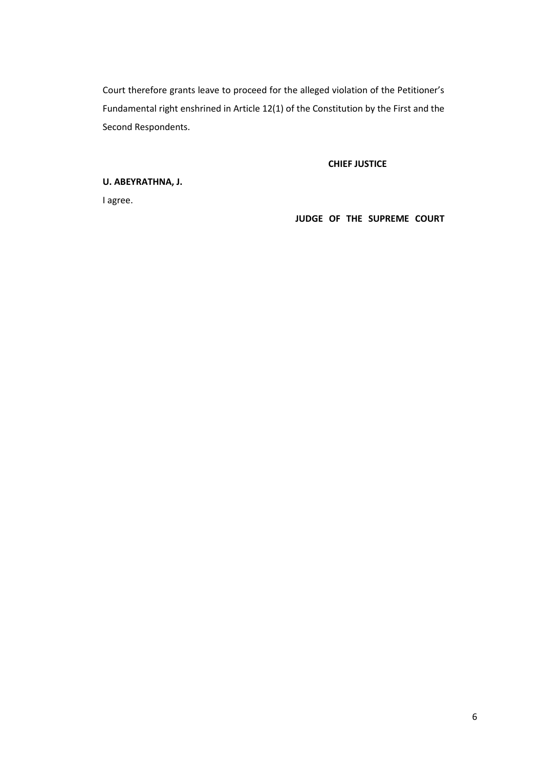Court therefore grants leave to proceed for the alleged violation of the Petitioner's Fundamental right enshrined in Article 12(1) of the Constitution by the First and the Second Respondents.

**CHIEF JUSTICE**

**U. ABEYRATHNA, J.**

I agree.

**JUDGE OF THE SUPREME COURT**